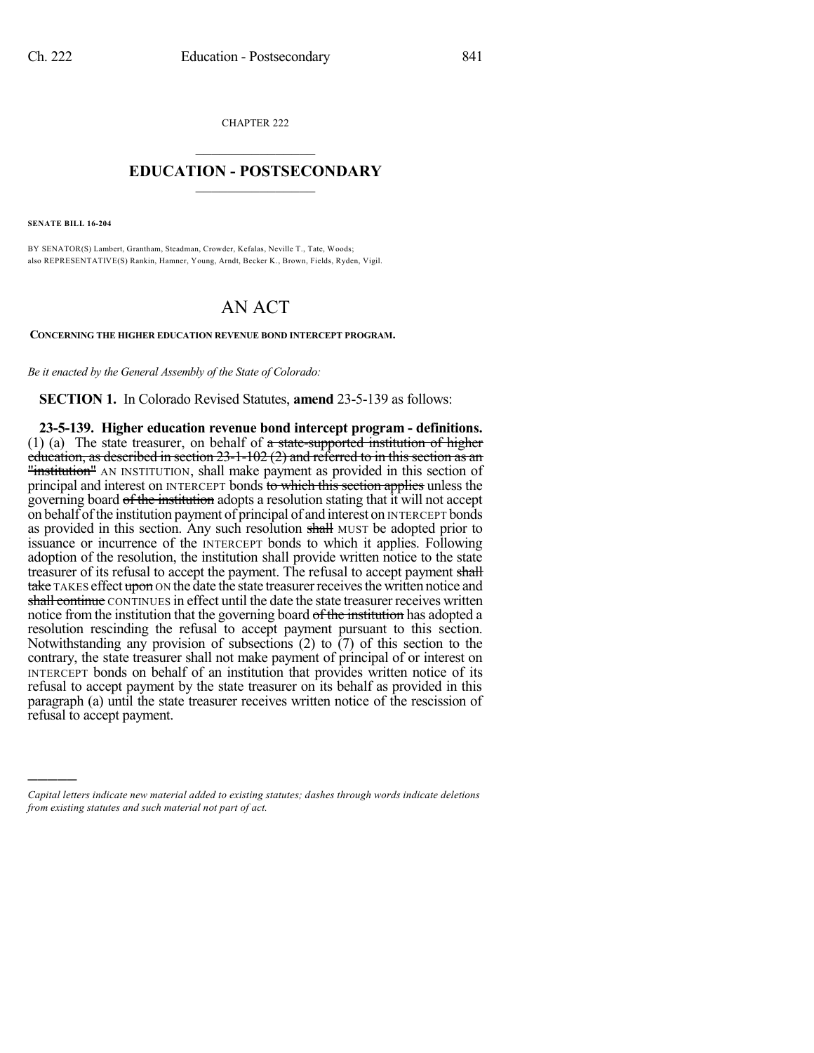CHAPTER 222

## EDUCATION - POSTSECONDARY

**SENATE BILL 16-204**

BY SENATOR(S) Lambert, Grantham, Steadman, Crowder, Kefalas, Neville T., Tate, Woods; also REPRESENTATIVE(S) Rankin, Hamner, Young, Arndt, Becker K., Brown, Fields, Ryden, Vigil.

# AN ACT

**CONCERNING THE HIGHER EDUCATION REVENUE BOND INTERCEPT PROGRAM.**

*Be it enacted by the General Assembly of the State of Colorado:*

**SECTION 1.** In Colorado Revised Statutes, **amend** 23-5-139 as follows:

**23-5-139. Higher education revenue bond intercept program - definitions.** (1) (a) The state treasurer, on behalf of ~~a state-supported institution of higher education, as described in section 23-1-102 (2) and referred to in this section as an "institution"~~ AN INSTITUTION, shall make payment as provided in this section of principal and interest on INTERCEPT bonds ~~to which this section applies~~ unless the governing board ~~of the institution~~ adopts a resolution stating that it will not accept on behalf of the institution payment of principal of and interest on INTERCEPT bonds as provided in this section. Any such resolution ~~shall~~ MUST be adopted prior to issuance or incurrence of the INTERCEPT bonds to which it applies. Following adoption of the resolution, the institution shall provide written notice to the state treasurer of its refusal to accept the payment. The refusal to accept payment ~~shall take~~ TAKES effect ~~upon~~ ON the date the state treasurer receives the written notice and ~~shall continue~~ CONTINUES in effect until the date the state treasurer receives written notice from the institution that the governing board ~~of the institution~~ has adopted a resolution rescinding the refusal to accept payment pursuant to this section. Notwithstanding any provision of subsections (2) to (7) of this section to the contrary, the state treasurer shall not make payment of principal of or interest on INTERCEPT bonds on behalf of an institution that provides written notice of its refusal to accept payment by the state treasurer on its behalf as provided in this paragraph (a) until the state treasurer receives written notice of the rescission of refusal to accept payment.

*Capital letters indicate new material added to existing statutes; dashes through words indicate deletions from existing statutes and such material not part of act.*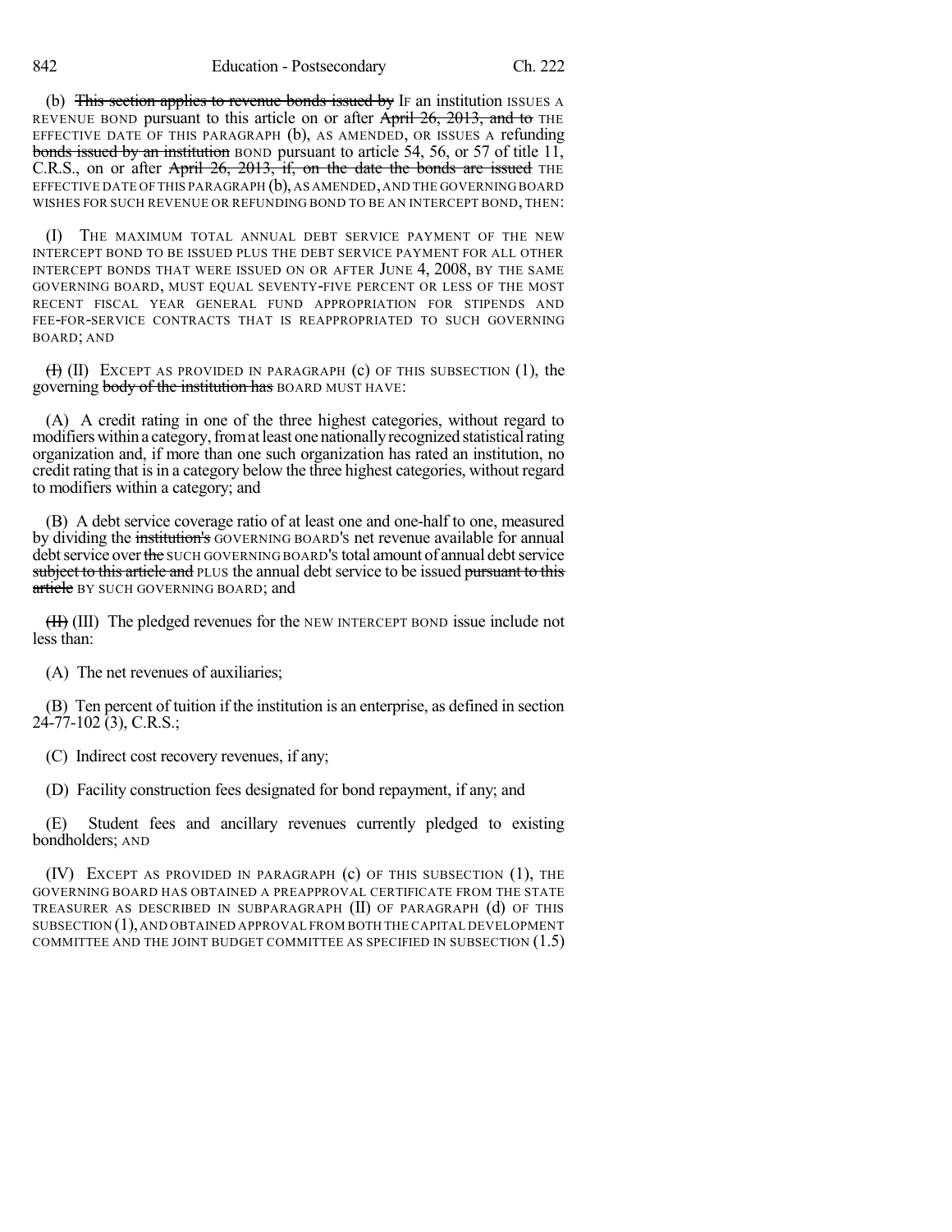(b) ~~This section applies to revenue bonds issued by~~ IF an institution ISSUES A REVENUE BOND pursuant to this article on or after ~~April 26, 2013, and to~~ THE EFFECTIVE DATE OF THIS PARAGRAPH (b), AS AMENDED, OR ISSUES A refunding ~~bonds issued by an institution~~ BOND pursuant to article 54, 56, or 57 of title 11, C.R.S., on or after ~~April 26, 2013, if, on the date the bonds are issued~~ THE EFFECTIVE DATE OF THIS PARAGRAPH (b), AS AMENDED, AND THE GOVERNING BOARD WISHES FOR SUCH REVENUE OR REFUNDING BOND TO BE AN INTERCEPT BOND, THEN:

(I) THE MAXIMUM TOTAL ANNUAL DEBT SERVICE PAYMENT OF THE NEW INTERCEPT BOND TO BE ISSUED PLUS THE DEBT SERVICE PAYMENT FOR ALL OTHER INTERCEPT BONDS THAT WERE ISSUED ON OR AFTER JUNE 4, 2008, BY THE SAME GOVERNING BOARD, MUST EQUAL SEVENTY-FIVE PERCENT OR LESS OF THE MOST RECENT FISCAL YEAR GENERAL FUND APPROPRIATION FOR STIPENDS AND FEE-FOR-SERVICE CONTRACTS THAT IS REAPPROPRIATED TO SUCH GOVERNING BOARD; AND

~~(I)~~ (II) EXCEPT AS PROVIDED IN PARAGRAPH (c) OF THIS SUBSECTION (1), the governing ~~body of the institution has~~ BOARD MUST HAVE:

(A) A credit rating in one of the three highest categories, without regard to modifiers within a category, from at least one nationally recognized statistical rating organization and, if more than one such organization has rated an institution, no credit rating that is in a category below the three highest categories, without regard to modifiers within a category; and

(B) A debt service coverage ratio of at least one and one-half to one, measured by dividing the ~~institution's~~ GOVERNING BOARD'S net revenue available for annual debt service over ~~the~~ SUCH GOVERNING BOARD'S total amount of annual debt service ~~subject to this article and~~ PLUS the annual debt service to be issued ~~pursuant to this article~~ BY SUCH GOVERNING BOARD; and

~~(II)~~ (III) The pledged revenues for the NEW INTERCEPT BOND issue include not less than:

(A) The net revenues of auxiliaries;

(B) Ten percent of tuition if the institution is an enterprise, as defined in section 24-77-102 (3), C.R.S.;

(C) Indirect cost recovery revenues, if any;

(D) Facility construction fees designated for bond repayment, if any; and

(E) Student fees and ancillary revenues currently pledged to existing bondholders; AND

(IV) EXCEPT AS PROVIDED IN PARAGRAPH (c) OF THIS SUBSECTION (1), THE GOVERNING BOARD HAS OBTAINED A PREAPPROVAL CERTIFICATE FROM THE STATE TREASURER AS DESCRIBED IN SUBPARAGRAPH (II) OF PARAGRAPH (d) OF THIS SUBSECTION (1), AND OBTAINED APPROVAL FROM BOTH THE CAPITAL DEVELOPMENT COMMITTEE AND THE JOINT BUDGET COMMITTEE AS SPECIFIED IN SUBSECTION (1.5)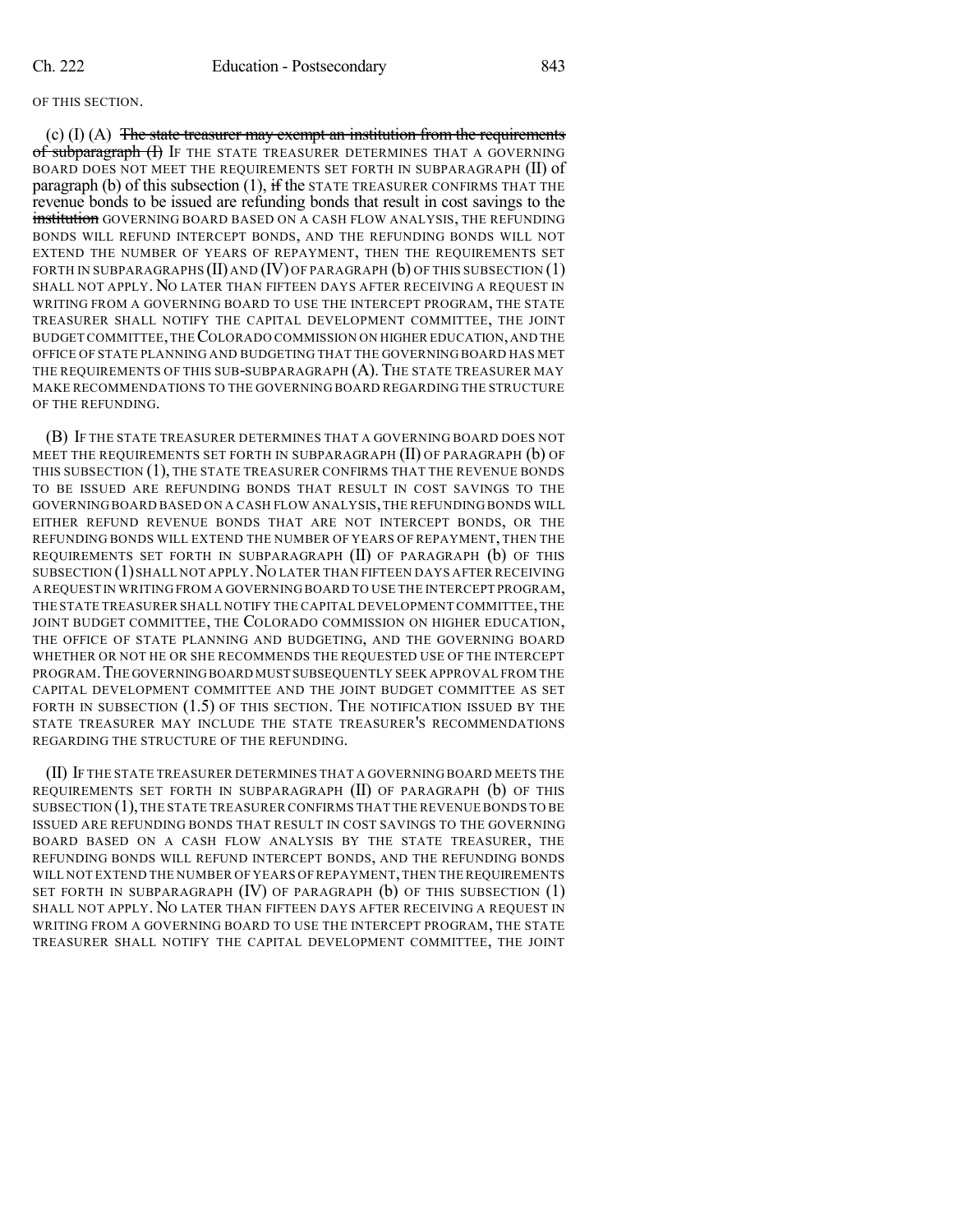OF THIS SECTION.

(c) (I) (A) ~~The state treasurer may exempt an institution from the requirements of subparagraph (I)~~ IF THE STATE TREASURER DETERMINES THAT A GOVERNING BOARD DOES NOT MEET THE REQUIREMENTS SET FORTH IN SUBPARAGRAPH (II) of paragraph (b) of this subsection (1), ~~if~~ the STATE TREASURER CONFIRMS THAT THE revenue bonds to be issued are refunding bonds that result in cost savings to the ~~institution~~ GOVERNING BOARD BASED ON A CASH FLOW ANALYSIS, THE REFUNDING BONDS WILL REFUND INTERCEPT BONDS, AND THE REFUNDING BONDS WILL NOT EXTEND THE NUMBER OF YEARS OF REPAYMENT, THEN THE REQUIREMENTS SET FORTH IN SUBPARAGRAPHS (II) AND (IV) OF PARAGRAPH (b) OF THIS SUBSECTION (1) SHALL NOT APPLY. NO LATER THAN FIFTEEN DAYS AFTER RECEIVING A REQUEST IN WRITING FROM A GOVERNING BOARD TO USE THE INTERCEPT PROGRAM, THE STATE TREASURER SHALL NOTIFY THE CAPITAL DEVELOPMENT COMMITTEE, THE JOINT BUDGET COMMITTEE, THE COLORADO COMMISSION ON HIGHER EDUCATION, AND THE OFFICE OF STATE PLANNING AND BUDGETING THAT THE GOVERNING BOARD HAS MET THE REQUIREMENTS OF THIS SUB-SUBPARAGRAPH (A). THE STATE TREASURER MAY MAKE RECOMMENDATIONS TO THE GOVERNING BOARD REGARDING THE STRUCTURE OF THE REFUNDING.

(B) IF THE STATE TREASURER DETERMINES THAT A GOVERNING BOARD DOES NOT MEET THE REQUIREMENTS SET FORTH IN SUBPARAGRAPH (II) OF PARAGRAPH (b) OF THIS SUBSECTION (1), THE STATE TREASURER CONFIRMS THAT THE REVENUE BONDS TO BE ISSUED ARE REFUNDING BONDS THAT RESULT IN COST SAVINGS TO THE GOVERNING BOARD BASED ON A CASH FLOW ANALYSIS, THE REFUNDING BONDS WILL EITHER REFUND REVENUE BONDS THAT ARE NOT INTERCEPT BONDS, OR THE REFUNDING BONDS WILL EXTEND THE NUMBER OF YEARS OF REPAYMENT, THEN THE REQUIREMENTS SET FORTH IN SUBPARAGRAPH (II) OF PARAGRAPH (b) OF THIS SUBSECTION (1) SHALL NOT APPLY. NO LATER THAN FIFTEEN DAYS AFTER RECEIVING A REQUEST IN WRITING FROM A GOVERNING BOARD TO USE THE INTERCEPT PROGRAM, THE STATE TREASURER SHALL NOTIFY THE CAPITAL DEVELOPMENT COMMITTEE, THE JOINT BUDGET COMMITTEE, THE COLORADO COMMISSION ON HIGHER EDUCATION, THE OFFICE OF STATE PLANNING AND BUDGETING, AND THE GOVERNING BOARD WHETHER OR NOT HE OR SHE RECOMMENDS THE REQUESTED USE OF THE INTERCEPT PROGRAM. THE GOVERNING BOARD MUST SUBSEQUENTLY SEEK APPROVAL FROM THE CAPITAL DEVELOPMENT COMMITTEE AND THE JOINT BUDGET COMMITTEE AS SET FORTH IN SUBSECTION (1.5) OF THIS SECTION. THE NOTIFICATION ISSUED BY THE STATE TREASURER MAY INCLUDE THE STATE TREASURER'S RECOMMENDATIONS REGARDING THE STRUCTURE OF THE REFUNDING.

(II) IF THE STATE TREASURER DETERMINES THAT A GOVERNING BOARD MEETS THE REQUIREMENTS SET FORTH IN SUBPARAGRAPH (II) OF PARAGRAPH (b) OF THIS SUBSECTION (1), THE STATE TREASURER CONFIRMS THAT THE REVENUE BONDS TO BE ISSUED ARE REFUNDING BONDS THAT RESULT IN COST SAVINGS TO THE GOVERNING BOARD BASED ON A CASH FLOW ANALYSIS BY THE STATE TREASURER, THE REFUNDING BONDS WILL REFUND INTERCEPT BONDS, AND THE REFUNDING BONDS WILL NOT EXTEND THE NUMBER OF YEARS OF REPAYMENT, THEN THE REQUIREMENTS SET FORTH IN SUBPARAGRAPH (IV) OF PARAGRAPH (b) OF THIS SUBSECTION (1) SHALL NOT APPLY. NO LATER THAN FIFTEEN DAYS AFTER RECEIVING A REQUEST IN WRITING FROM A GOVERNING BOARD TO USE THE INTERCEPT PROGRAM, THE STATE TREASURER SHALL NOTIFY THE CAPITAL DEVELOPMENT COMMITTEE, THE JOINT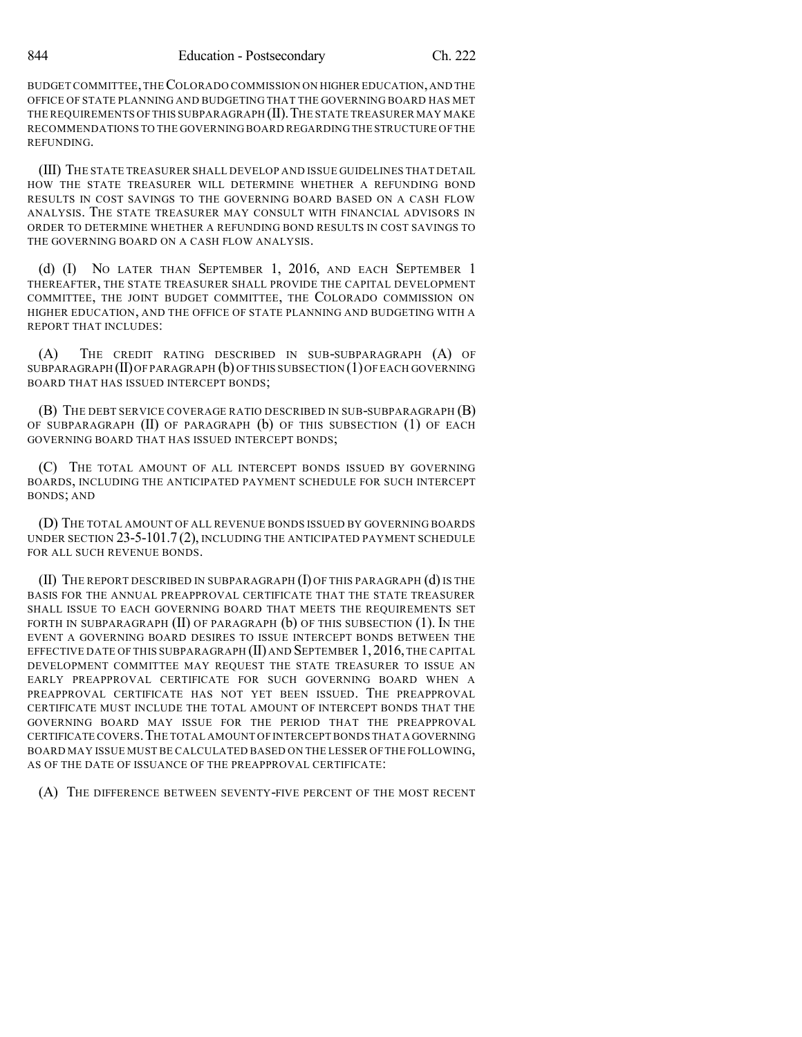BUDGET COMMITTEE, THE COLORADO COMMISSION ON HIGHER EDUCATION, AND THE OFFICE OF STATE PLANNING AND BUDGETING THAT THE GOVERNING BOARD HAS MET THE REQUIREMENTS OF THIS SUBPARAGRAPH (II). THE STATE TREASURER MAY MAKE RECOMMENDATIONS TO THE GOVERNING BOARD REGARDING THE STRUCTURE OF THE REFUNDING.

(III) THE STATE TREASURER SHALL DEVELOP AND ISSUE GUIDELINES THAT DETAIL HOW THE STATE TREASURER WILL DETERMINE WHETHER A REFUNDING BOND RESULTS IN COST SAVINGS TO THE GOVERNING BOARD BASED ON A CASH FLOW ANALYSIS. THE STATE TREASURER MAY CONSULT WITH FINANCIAL ADVISORS IN ORDER TO DETERMINE WHETHER A REFUNDING BOND RESULTS IN COST SAVINGS TO THE GOVERNING BOARD ON A CASH FLOW ANALYSIS.

(d) (I) NO LATER THAN SEPTEMBER 1, 2016, AND EACH SEPTEMBER 1 THEREAFTER, THE STATE TREASURER SHALL PROVIDE THE CAPITAL DEVELOPMENT COMMITTEE, THE JOINT BUDGET COMMITTEE, THE COLORADO COMMISSION ON HIGHER EDUCATION, AND THE OFFICE OF STATE PLANNING AND BUDGETING WITH A REPORT THAT INCLUDES:

(A) THE CREDIT RATING DESCRIBED IN SUB-SUBPARAGRAPH (A) OF SUBPARAGRAPH (II) OF PARAGRAPH (b) OF THIS SUBSECTION (1) OF EACH GOVERNING BOARD THAT HAS ISSUED INTERCEPT BONDS;

(B) THE DEBT SERVICE COVERAGE RATIO DESCRIBED IN SUB-SUBPARAGRAPH (B) OF SUBPARAGRAPH (II) OF PARAGRAPH (b) OF THIS SUBSECTION (1) OF EACH GOVERNING BOARD THAT HAS ISSUED INTERCEPT BONDS;

(C) THE TOTAL AMOUNT OF ALL INTERCEPT BONDS ISSUED BY GOVERNING BOARDS, INCLUDING THE ANTICIPATED PAYMENT SCHEDULE FOR SUCH INTERCEPT BONDS; AND

(D) THE TOTAL AMOUNT OF ALL REVENUE BONDS ISSUED BY GOVERNING BOARDS UNDER SECTION 23-5-101.7 (2), INCLUDING THE ANTICIPATED PAYMENT SCHEDULE FOR ALL SUCH REVENUE BONDS.

(II) THE REPORT DESCRIBED IN SUBPARAGRAPH (I) OF THIS PARAGRAPH (d) IS THE BASIS FOR THE ANNUAL PREAPPROVAL CERTIFICATE THAT THE STATE TREASURER SHALL ISSUE TO EACH GOVERNING BOARD THAT MEETS THE REQUIREMENTS SET FORTH IN SUBPARAGRAPH (II) OF PARAGRAPH (b) OF THIS SUBSECTION (1). IN THE EVENT A GOVERNING BOARD DESIRES TO ISSUE INTERCEPT BONDS BETWEEN THE EFFECTIVE DATE OF THIS SUBPARAGRAPH (II) AND SEPTEMBER 1, 2016, THE CAPITAL DEVELOPMENT COMMITTEE MAY REQUEST THE STATE TREASURER TO ISSUE AN EARLY PREAPPROVAL CERTIFICATE FOR SUCH GOVERNING BOARD WHEN A PREAPPROVAL CERTIFICATE HAS NOT YET BEEN ISSUED. THE PREAPPROVAL CERTIFICATE MUST INCLUDE THE TOTAL AMOUNT OF INTERCEPT BONDS THAT THE GOVERNING BOARD MAY ISSUE FOR THE PERIOD THAT THE PREAPPROVAL CERTIFICATE COVERS. THE TOTAL AMOUNT OF INTERCEPT BONDS THAT A GOVERNING BOARD MAY ISSUE MUST BE CALCULATED BASED ON THE LESSER OF THE FOLLOWING, AS OF THE DATE OF ISSUANCE OF THE PREAPPROVAL CERTIFICATE:

(A) THE DIFFERENCE BETWEEN SEVENTY-FIVE PERCENT OF THE MOST RECENT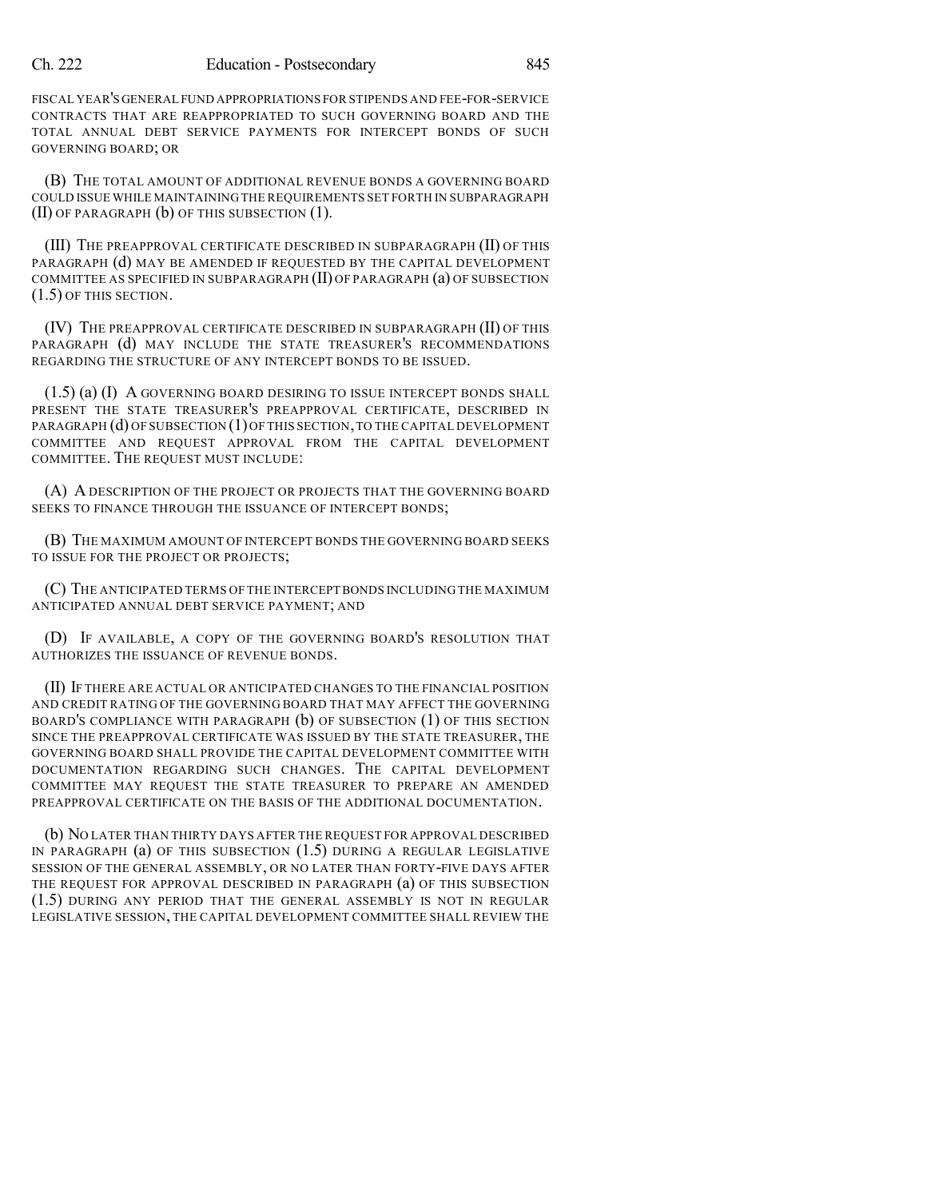FISCAL YEAR'S GENERAL FUND APPROPRIATIONS FOR STIPENDS AND FEE-FOR-SERVICE CONTRACTS THAT ARE REAPPROPRIATED TO SUCH GOVERNING BOARD AND THE TOTAL ANNUAL DEBT SERVICE PAYMENTS FOR INTERCEPT BONDS OF SUCH GOVERNING BOARD; OR

(B) THE TOTAL AMOUNT OF ADDITIONAL REVENUE BONDS A GOVERNING BOARD COULD ISSUE WHILE MAINTAINING THE REQUIREMENTS SET FORTH IN SUBPARAGRAPH (II) OF PARAGRAPH (b) OF THIS SUBSECTION (1).

(III) THE PREAPPROVAL CERTIFICATE DESCRIBED IN SUBPARAGRAPH (II) OF THIS PARAGRAPH (d) MAY BE AMENDED IF REQUESTED BY THE CAPITAL DEVELOPMENT COMMITTEE AS SPECIFIED IN SUBPARAGRAPH (II) OF PARAGRAPH (a) OF SUBSECTION (1.5) OF THIS SECTION.

(IV) THE PREAPPROVAL CERTIFICATE DESCRIBED IN SUBPARAGRAPH (II) OF THIS PARAGRAPH (d) MAY INCLUDE THE STATE TREASURER'S RECOMMENDATIONS REGARDING THE STRUCTURE OF ANY INTERCEPT BONDS TO BE ISSUED.

(1.5) (a) (I) A GOVERNING BOARD DESIRING TO ISSUE INTERCEPT BONDS SHALL PRESENT THE STATE TREASURER'S PREAPPROVAL CERTIFICATE, DESCRIBED IN PARAGRAPH (d) OF SUBSECTION (1) OF THIS SECTION, TO THE CAPITAL DEVELOPMENT COMMITTEE AND REQUEST APPROVAL FROM THE CAPITAL DEVELOPMENT COMMITTEE. THE REQUEST MUST INCLUDE:

(A) A DESCRIPTION OF THE PROJECT OR PROJECTS THAT THE GOVERNING BOARD SEEKS TO FINANCE THROUGH THE ISSUANCE OF INTERCEPT BONDS;

(B) THE MAXIMUM AMOUNT OF INTERCEPT BONDS THE GOVERNING BOARD SEEKS TO ISSUE FOR THE PROJECT OR PROJECTS;

(C) THE ANTICIPATED TERMS OF THE INTERCEPT BONDS INCLUDING THE MAXIMUM ANTICIPATED ANNUAL DEBT SERVICE PAYMENT; AND

(D) IF AVAILABLE, A COPY OF THE GOVERNING BOARD'S RESOLUTION THAT AUTHORIZES THE ISSUANCE OF REVENUE BONDS.

(II) IF THERE ARE ACTUAL OR ANTICIPATED CHANGES TO THE FINANCIAL POSITION AND CREDIT RATING OF THE GOVERNING BOARD THAT MAY AFFECT THE GOVERNING BOARD'S COMPLIANCE WITH PARAGRAPH (b) OF SUBSECTION (1) OF THIS SECTION SINCE THE PREAPPROVAL CERTIFICATE WAS ISSUED BY THE STATE TREASURER, THE GOVERNING BOARD SHALL PROVIDE THE CAPITAL DEVELOPMENT COMMITTEE WITH DOCUMENTATION REGARDING SUCH CHANGES. THE CAPITAL DEVELOPMENT COMMITTEE MAY REQUEST THE STATE TREASURER TO PREPARE AN AMENDED PREAPPROVAL CERTIFICATE ON THE BASIS OF THE ADDITIONAL DOCUMENTATION.

(b) NO LATER THAN THIRTY DAYS AFTER THE REQUEST FOR APPROVAL DESCRIBED IN PARAGRAPH (a) OF THIS SUBSECTION (1.5) DURING A REGULAR LEGISLATIVE SESSION OF THE GENERAL ASSEMBLY, OR NO LATER THAN FORTY-FIVE DAYS AFTER THE REQUEST FOR APPROVAL DESCRIBED IN PARAGRAPH (a) OF THIS SUBSECTION (1.5) DURING ANY PERIOD THAT THE GENERAL ASSEMBLY IS NOT IN REGULAR LEGISLATIVE SESSION, THE CAPITAL DEVELOPMENT COMMITTEE SHALL REVIEW THE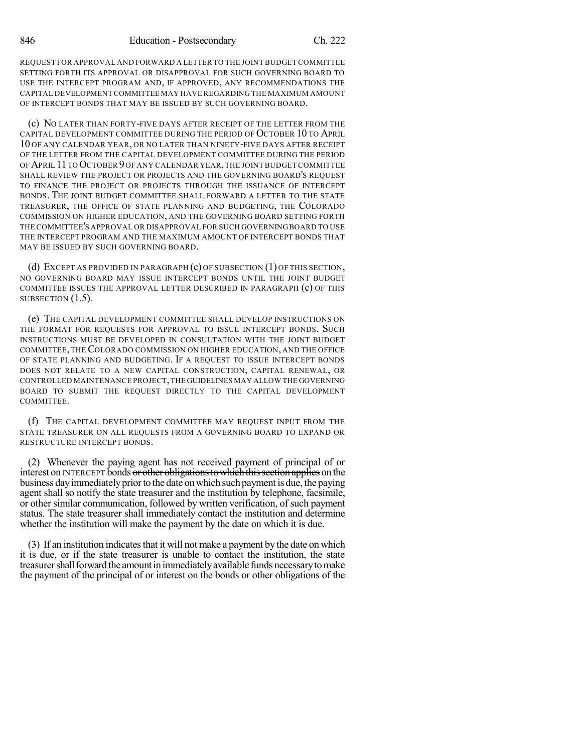REQUEST FOR APPROVAL AND FORWARD A LETTER TO THE JOINT BUDGET COMMITTEE SETTING FORTH ITS APPROVAL OR DISAPPROVAL FOR SUCH GOVERNING BOARD TO USE THE INTERCEPT PROGRAM AND, IF APPROVED, ANY RECOMMENDATIONS THE CAPITAL DEVELOPMENT COMMITTEE MAY HAVE REGARDING THE MAXIMUM AMOUNT OF INTERCEPT BONDS THAT MAY BE ISSUED BY SUCH GOVERNING BOARD.

(c) NO LATER THAN FORTY-FIVE DAYS AFTER RECEIPT OF THE LETTER FROM THE CAPITAL DEVELOPMENT COMMITTEE DURING THE PERIOD OF OCTOBER 10 TO APRIL 10 OF ANY CALENDAR YEAR, OR NO LATER THAN NINETY-FIVE DAYS AFTER RECEIPT OF THE LETTER FROM THE CAPITAL DEVELOPMENT COMMITTEE DURING THE PERIOD OF APRIL 11 TO OCTOBER 9 OF ANY CALENDAR YEAR, THE JOINT BUDGET COMMITTEE SHALL REVIEW THE PROJECT OR PROJECTS AND THE GOVERNING BOARD'S REQUEST TO FINANCE THE PROJECT OR PROJECTS THROUGH THE ISSUANCE OF INTERCEPT BONDS. THE JOINT BUDGET COMMITTEE SHALL FORWARD A LETTER TO THE STATE TREASURER, THE OFFICE OF STATE PLANNING AND BUDGETING, THE COLORADO COMMISSION ON HIGHER EDUCATION, AND THE GOVERNING BOARD SETTING FORTH THE COMMITTEE'S APPROVAL OR DISAPPROVAL FOR SUCH GOVERNING BOARD TO USE THE INTERCEPT PROGRAM AND THE MAXIMUM AMOUNT OF INTERCEPT BONDS THAT MAY BE ISSUED BY SUCH GOVERNING BOARD.

(d) EXCEPT AS PROVIDED IN PARAGRAPH (c) OF SUBSECTION (1) OF THIS SECTION, NO GOVERNING BOARD MAY ISSUE INTERCEPT BONDS UNTIL THE JOINT BUDGET COMMITTEE ISSUES THE APPROVAL LETTER DESCRIBED IN PARAGRAPH (c) OF THIS SUBSECTION (1.5).

(e) THE CAPITAL DEVELOPMENT COMMITTEE SHALL DEVELOP INSTRUCTIONS ON THE FORMAT FOR REQUESTS FOR APPROVAL TO ISSUE INTERCEPT BONDS. SUCH INSTRUCTIONS MUST BE DEVELOPED IN CONSULTATION WITH THE JOINT BUDGET COMMITTEE, THE COLORADO COMMISSION ON HIGHER EDUCATION, AND THE OFFICE OF STATE PLANNING AND BUDGETING. IF A REQUEST TO ISSUE INTERCEPT BONDS DOES NOT RELATE TO A NEW CAPITAL CONSTRUCTION, CAPITAL RENEWAL, OR CONTROLLED MAINTENANCE PROJECT, THE GUIDELINES MAY ALLOW THE GOVERNING BOARD TO SUBMIT THE REQUEST DIRECTLY TO THE CAPITAL DEVELOPMENT COMMITTEE.

(f) THE CAPITAL DEVELOPMENT COMMITTEE MAY REQUEST INPUT FROM THE STATE TREASURER ON ALL REQUESTS FROM A GOVERNING BOARD TO EXPAND OR RESTRUCTURE INTERCEPT BONDS.

(2) Whenever the paying agent has not received payment of principal of or interest on INTERCEPT bonds ~~or other obligations to which this section applies~~ on the business day immediately prior to the date on which such payment is due, the paying agent shall so notify the state treasurer and the institution by telephone, facsimile, or other similar communication, followed by written verification, of such payment status. The state treasurer shall immediately contact the institution and determine whether the institution will make the payment by the date on which it is due.

(3) If an institution indicates that it will not make a payment by the date on which it is due, or if the state treasurer is unable to contact the institution, the state treasurer shall forward the amount in immediately available funds necessary to make the payment of the principal of or interest on the ~~bonds or other obligations of the~~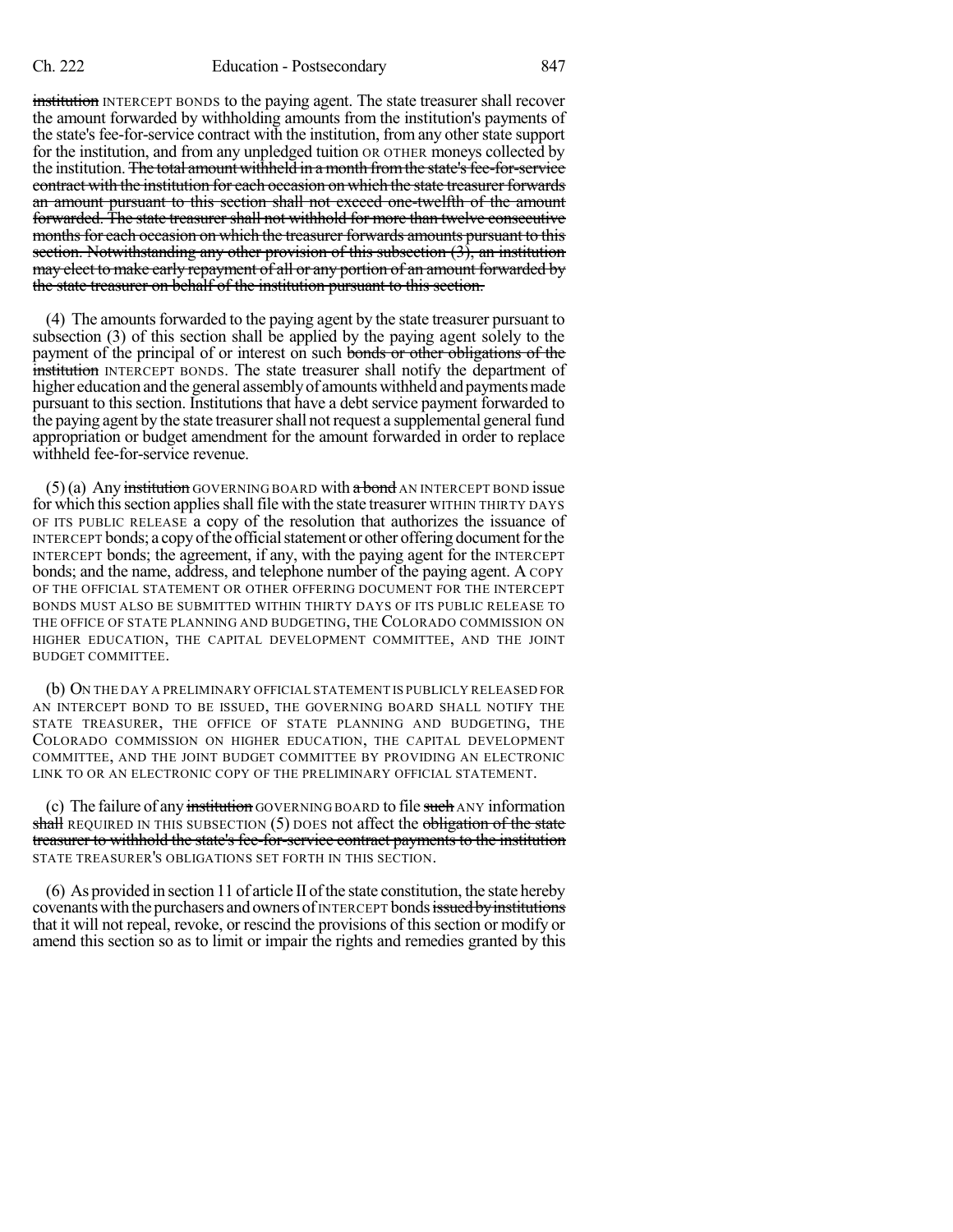institution INTERCEPT BONDS to the paying agent. The state treasurer shall recover the amount forwarded by withholding amounts from the institution's payments of the state's fee-for-service contract with the institution, from any other state support for the institution, and from any unpledged tuition OR OTHER moneys collected by the institution. ~~The total amount withheld in a month from the state's fee-for-service contract with the institution for each occasion on which the state treasurer forwards an amount pursuant to this section shall not exceed one-twelfth of the amount forwarded. The state treasurer shall not withhold for more than twelve consecutive months for each occasion on which the treasurer forwards amounts pursuant to this section. Notwithstanding any other provision of this subsection (3), an institution may elect to make early repayment of all or any portion of an amount forwarded by the state treasurer on behalf of the institution pursuant to this section.~~

(4) The amounts forwarded to the paying agent by the state treasurer pursuant to subsection (3) of this section shall be applied by the paying agent solely to the payment of the principal of or interest on such ~~bonds or other obligations of the institution~~ INTERCEPT BONDS. The state treasurer shall notify the department of higher education and the general assembly of amounts withheld and payments made pursuant to this section. Institutions that have a debt service payment forwarded to the paying agent by the state treasurer shall not request a supplemental general fund appropriation or budget amendment for the amount forwarded in order to replace withheld fee-for-service revenue.

(5) (a) Any ~~institution~~ GOVERNING BOARD with ~~a bond~~ AN INTERCEPT BOND issue for which this section applies shall file with the state treasurer WITHIN THIRTY DAYS OF ITS PUBLIC RELEASE a copy of the resolution that authorizes the issuance of INTERCEPT bonds; a copy of the official statement or other offering document for the INTERCEPT bonds; the agreement, if any, with the paying agent for the INTERCEPT bonds; and the name, address, and telephone number of the paying agent. A COPY OF THE OFFICIAL STATEMENT OR OTHER OFFERING DOCUMENT FOR THE INTERCEPT BONDS MUST ALSO BE SUBMITTED WITHIN THIRTY DAYS OF ITS PUBLIC RELEASE TO THE OFFICE OF STATE PLANNING AND BUDGETING, THE COLORADO COMMISSION ON HIGHER EDUCATION, THE CAPITAL DEVELOPMENT COMMITTEE, AND THE JOINT BUDGET COMMITTEE.

(b) ON THE DAY A PRELIMINARY OFFICIAL STATEMENT IS PUBLICLY RELEASED FOR AN INTERCEPT BOND TO BE ISSUED, THE GOVERNING BOARD SHALL NOTIFY THE STATE TREASURER, THE OFFICE OF STATE PLANNING AND BUDGETING, THE COLORADO COMMISSION ON HIGHER EDUCATION, THE CAPITAL DEVELOPMENT COMMITTEE, AND THE JOINT BUDGET COMMITTEE BY PROVIDING AN ELECTRONIC LINK TO OR AN ELECTRONIC COPY OF THE PRELIMINARY OFFICIAL STATEMENT.

(c) The failure of any ~~institution~~ GOVERNING BOARD to file ~~such~~ ANY information ~~shall~~ REQUIRED IN THIS SUBSECTION (5) DOES not affect the ~~obligation of the state treasurer to withhold the state's fee-for-service contract payments to the institution~~ STATE TREASURER'S OBLIGATIONS SET FORTH IN THIS SECTION.

(6) As provided in section 11 of article II of the state constitution, the state hereby covenants with the purchasers and owners of INTERCEPT bonds ~~issued by institutions~~ that it will not repeal, revoke, or rescind the provisions of this section or modify or amend this section so as to limit or impair the rights and remedies granted by this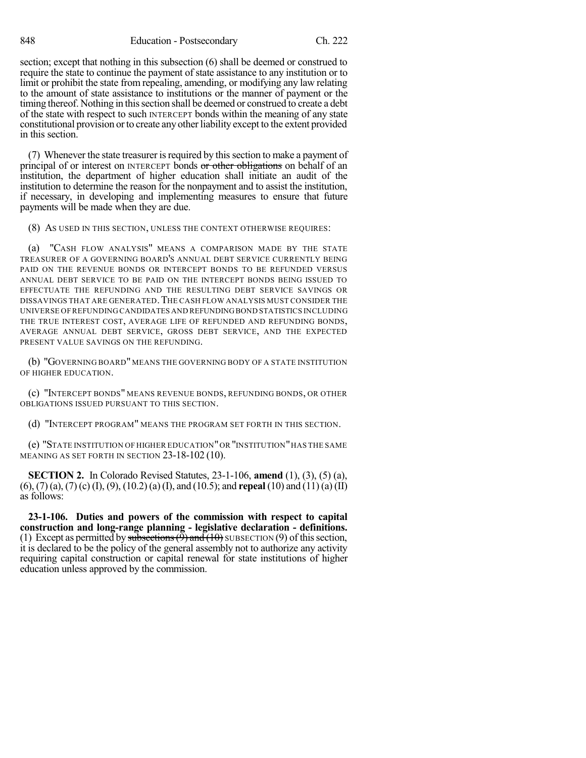section; except that nothing in this subsection (6) shall be deemed or construed to require the state to continue the payment of state assistance to any institution or to limit or prohibit the state from repealing, amending, or modifying any law relating to the amount of state assistance to institutions or the manner of payment or the timing thereof. Nothing in this section shall be deemed or construed to create a debt of the state with respect to such INTERCEPT bonds within the meaning of any state constitutional provision or to create any other liability except to the extent provided in this section.

(7) Whenever the state treasurer is required by this section to make a payment of principal of or interest on INTERCEPT bonds ~~or other obligations~~ on behalf of an institution, the department of higher education shall initiate an audit of the institution to determine the reason for the nonpayment and to assist the institution, if necessary, in developing and implementing measures to ensure that future payments will be made when they are due.

(8) AS USED IN THIS SECTION, UNLESS THE CONTEXT OTHERWISE REQUIRES:

(a) "CASH FLOW ANALYSIS" MEANS A COMPARISON MADE BY THE STATE TREASURER OF A GOVERNING BOARD'S ANNUAL DEBT SERVICE CURRENTLY BEING PAID ON THE REVENUE BONDS OR INTERCEPT BONDS TO BE REFUNDED VERSUS ANNUAL DEBT SERVICE TO BE PAID ON THE INTERCEPT BONDS BEING ISSUED TO EFFECTUATE THE REFUNDING AND THE RESULTING DEBT SERVICE SAVINGS OR DISSAVINGS THAT ARE GENERATED. THE CASH FLOW ANALYSIS MUST CONSIDER THE UNIVERSE OF REFUNDING CANDIDATES AND REFUNDING BOND STATISTICS INCLUDING THE TRUE INTEREST COST, AVERAGE LIFE OF REFUNDED AND REFUNDING BONDS, AVERAGE ANNUAL DEBT SERVICE, GROSS DEBT SERVICE, AND THE EXPECTED PRESENT VALUE SAVINGS ON THE REFUNDING.

(b) "GOVERNING BOARD" MEANS THE GOVERNING BODY OF A STATE INSTITUTION OF HIGHER EDUCATION.

(c) "INTERCEPT BONDS" MEANS REVENUE BONDS, REFUNDING BONDS, OR OTHER OBLIGATIONS ISSUED PURSUANT TO THIS SECTION.

(d) "INTERCEPT PROGRAM" MEANS THE PROGRAM SET FORTH IN THIS SECTION.

(e) "STATE INSTITUTION OF HIGHER EDUCATION" OR "INSTITUTION" HAS THE SAME MEANING AS SET FORTH IN SECTION 23-18-102 (10).

**SECTION 2.** In Colorado Revised Statutes, 23-1-106, **amend** (1), (3), (5) (a), (6), (7) (a), (7) (c) (I), (9), (10.2) (a) (I), and (10.5); and **repeal** (10) and (11) (a) (II) as follows:

**23-1-106. Duties and powers of the commission with respect to capital construction and long-range planning - legislative declaration - definitions.** (1) Except as permitted by ~~subsections (9) and (10)~~ SUBSECTION (9) of this section, it is declared to be the policy of the general assembly not to authorize any activity requiring capital construction or capital renewal for state institutions of higher education unless approved by the commission.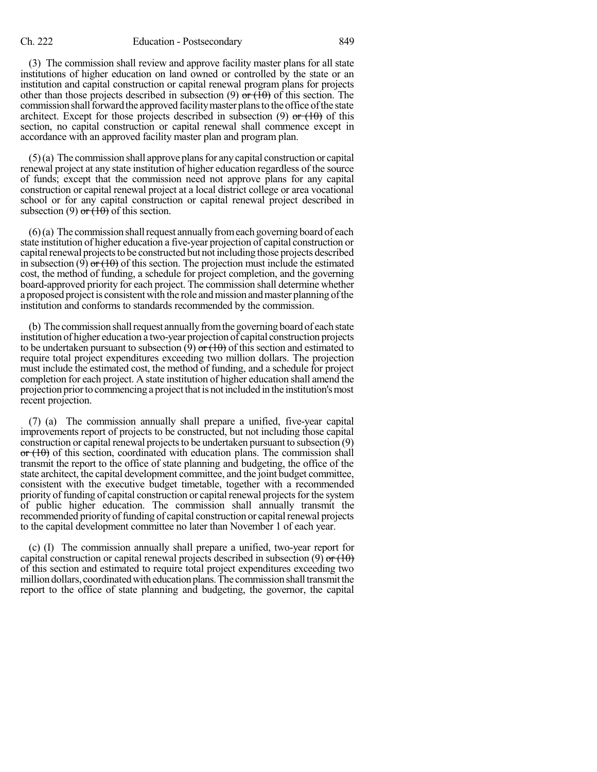(3) The commission shall review and approve facility master plans for all state institutions of higher education on land owned or controlled by the state or an institution and capital construction or capital renewal program plans for projects other than those projects described in subsection (9) ~~or (10)~~ of this section. The commission shall forward the approved facility master plans to the office of the state architect. Except for those projects described in subsection (9) ~~or (10)~~ of this section, no capital construction or capital renewal shall commence except in accordance with an approved facility master plan and program plan.

(5) (a) The commission shall approve plans for any capital construction or capital renewal project at any state institution of higher education regardless of the source of funds; except that the commission need not approve plans for any capital construction or capital renewal project at a local district college or area vocational school or for any capital construction or capital renewal project described in subsection (9) ~~or (10)~~ of this section.

(6) (a) The commission shall request annually from each governing board of each state institution of higher education a five-year projection of capital construction or capital renewal projects to be constructed but not including those projects described in subsection (9) ~~or (10)~~ of this section. The projection must include the estimated cost, the method of funding, a schedule for project completion, and the governing board-approved priority for each project. The commission shall determine whether a proposed project is consistent with the role and mission and master planning of the institution and conforms to standards recommended by the commission.

(b) The commission shall request annually from the governing board of each state institution of higher education a two-year projection of capital construction projects to be undertaken pursuant to subsection (9) ~~or (10)~~ of this section and estimated to require total project expenditures exceeding two million dollars. The projection must include the estimated cost, the method of funding, and a schedule for project completion for each project. A state institution of higher education shall amend the projection prior to commencing a project that is not included in the institution's most recent projection.

(7) (a) The commission annually shall prepare a unified, five-year capital improvements report of projects to be constructed, but not including those capital construction or capital renewal projects to be undertaken pursuant to subsection (9) ~~or (10)~~ of this section, coordinated with education plans. The commission shall transmit the report to the office of state planning and budgeting, the office of the state architect, the capital development committee, and the joint budget committee, consistent with the executive budget timetable, together with a recommended priority of funding of capital construction or capital renewal projects for the system of public higher education. The commission shall annually transmit the recommended priority of funding of capital construction or capital renewal projects to the capital development committee no later than November 1 of each year.

(c) (I) The commission annually shall prepare a unified, two-year report for capital construction or capital renewal projects described in subsection (9) ~~or (10)~~ of this section and estimated to require total project expenditures exceeding two million dollars, coordinated with education plans. The commission shall transmit the report to the office of state planning and budgeting, the governor, the capital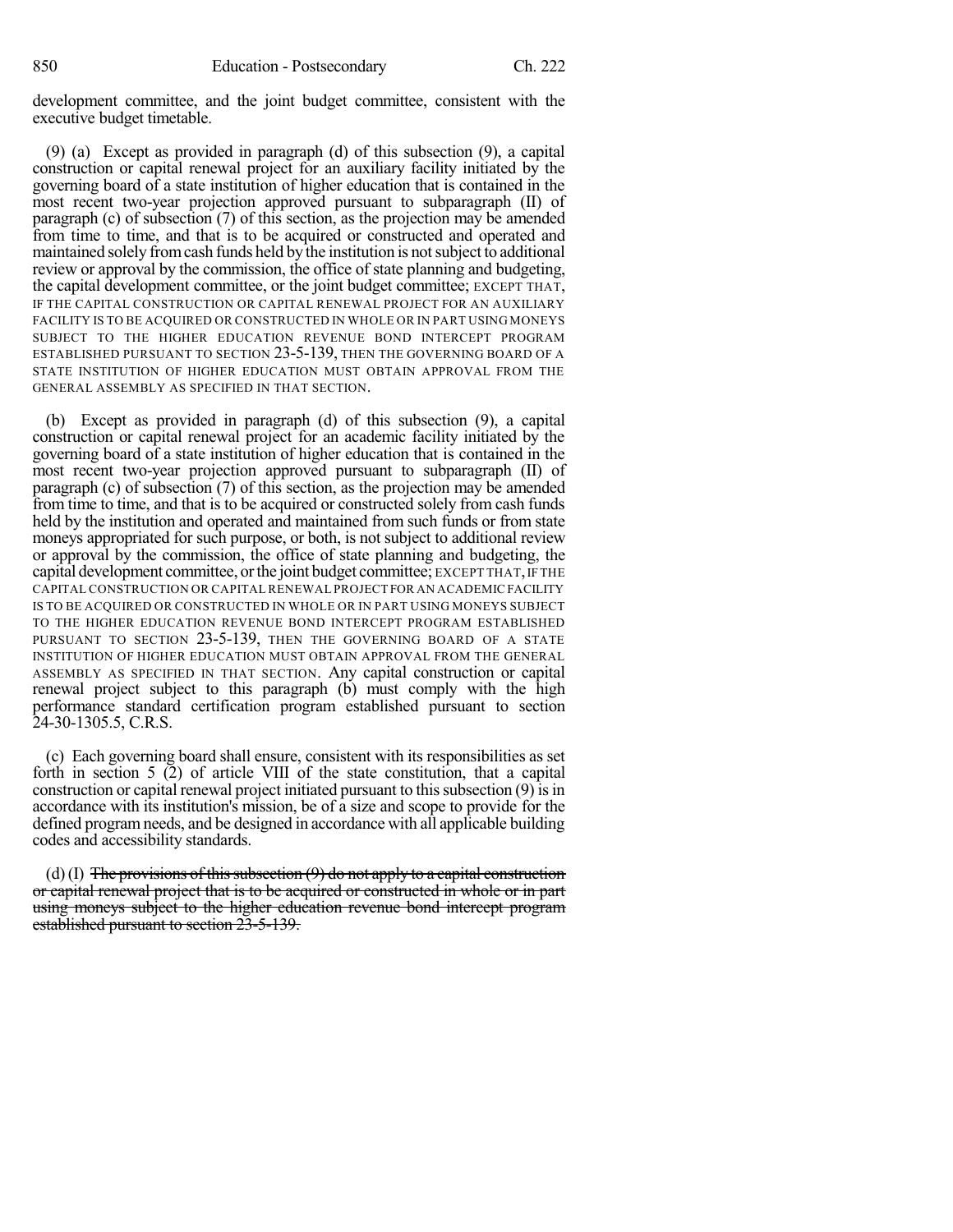development committee, and the joint budget committee, consistent with the executive budget timetable.

(9) (a) Except as provided in paragraph (d) of this subsection (9), a capital construction or capital renewal project for an auxiliary facility initiated by the governing board of a state institution of higher education that is contained in the most recent two-year projection approved pursuant to subparagraph (II) of paragraph (c) of subsection (7) of this section, as the projection may be amended from time to time, and that is to be acquired or constructed and operated and maintained solely from cash funds held by the institution is not subject to additional review or approval by the commission, the office of state planning and budgeting, the capital development committee, or the joint budget committee; EXCEPT THAT, IF THE CAPITAL CONSTRUCTION OR CAPITAL RENEWAL PROJECT FOR AN AUXILIARY FACILITY IS TO BE ACQUIRED OR CONSTRUCTED IN WHOLE OR IN PART USING MONEYS SUBJECT TO THE HIGHER EDUCATION REVENUE BOND INTERCEPT PROGRAM ESTABLISHED PURSUANT TO SECTION 23-5-139, THEN THE GOVERNING BOARD OF A STATE INSTITUTION OF HIGHER EDUCATION MUST OBTAIN APPROVAL FROM THE GENERAL ASSEMBLY AS SPECIFIED IN THAT SECTION.

(b) Except as provided in paragraph (d) of this subsection (9), a capital construction or capital renewal project for an academic facility initiated by the governing board of a state institution of higher education that is contained in the most recent two-year projection approved pursuant to subparagraph (II) of paragraph (c) of subsection (7) of this section, as the projection may be amended from time to time, and that is to be acquired or constructed solely from cash funds held by the institution and operated and maintained from such funds or from state moneys appropriated for such purpose, or both, is not subject to additional review or approval by the commission, the office of state planning and budgeting, the capital development committee, or the joint budget committee; EXCEPT THAT, IF THE CAPITAL CONSTRUCTION OR CAPITAL RENEWAL PROJECT FOR AN ACADEMIC FACILITY IS TO BE ACQUIRED OR CONSTRUCTED IN WHOLE OR IN PART USING MONEYS SUBJECT TO THE HIGHER EDUCATION REVENUE BOND INTERCEPT PROGRAM ESTABLISHED PURSUANT TO SECTION 23-5-139, THEN THE GOVERNING BOARD OF A STATE INSTITUTION OF HIGHER EDUCATION MUST OBTAIN APPROVAL FROM THE GENERAL ASSEMBLY AS SPECIFIED IN THAT SECTION. Any capital construction or capital renewal project subject to this paragraph (b) must comply with the high performance standard certification program established pursuant to section 24-30-1305.5, C.R.S.

(c) Each governing board shall ensure, consistent with its responsibilities as set forth in section 5 (2) of article VIII of the state constitution, that a capital construction or capital renewal project initiated pursuant to this subsection (9) is in accordance with its institution's mission, be of a size and scope to provide for the defined program needs, and be designed in accordance with all applicable building codes and accessibility standards.

(d) (I) ~~The provisions of this subsection (9) do not apply to a capital construction or capital renewal project that is to be acquired or constructed in whole or in part using moneys subject to the higher education revenue bond intercept program established pursuant to section 23-5-139.~~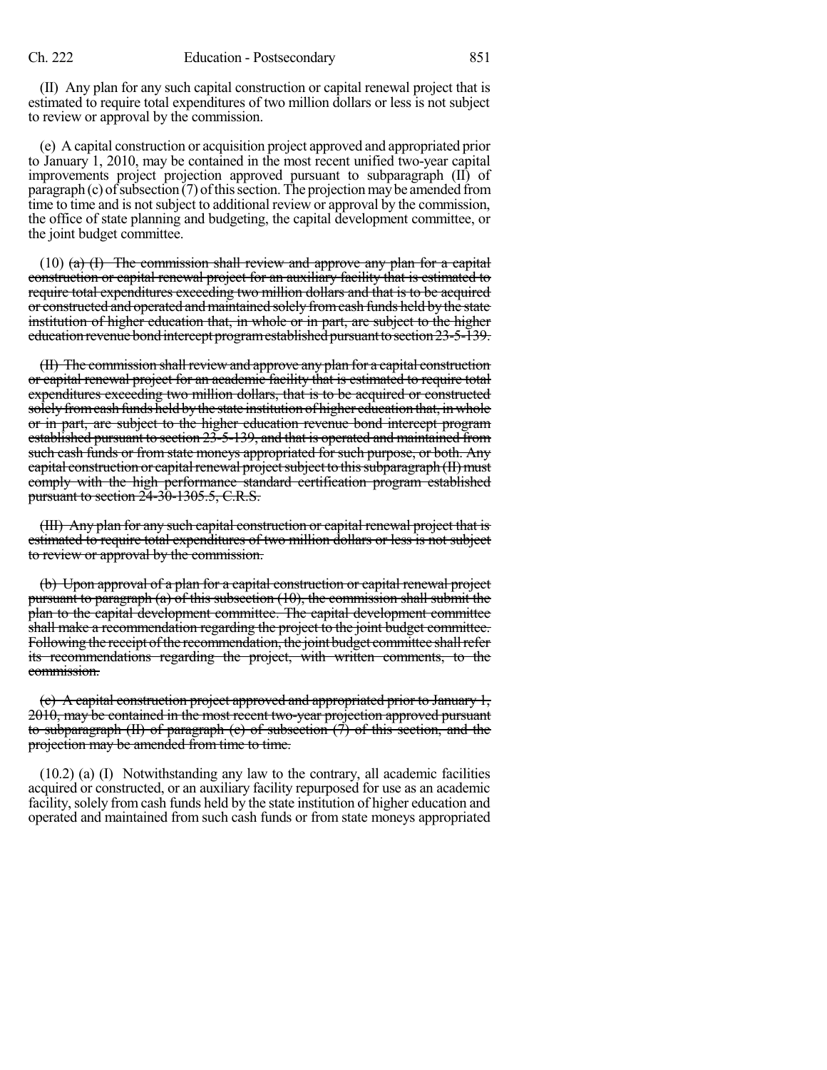(II) Any plan for any such capital construction or capital renewal project that is estimated to require total expenditures of two million dollars or less is not subject to review or approval by the commission.

(e) A capital construction or acquisition project approved and appropriated prior to January 1, 2010, may be contained in the most recent unified two-year capital improvements project projection approved pursuant to subparagraph (II) of paragraph (c) of subsection (7) of this section. The projection may be amended from time to time and is not subject to additional review or approval by the commission, the office of state planning and budgeting, the capital development committee, or the joint budget committee.

(10) ~~(a) (I) The commission shall review and approve any plan for a capital construction or capital renewal project for an auxiliary facility that is estimated to require total expenditures exceeding two million dollars and that is to be acquired or constructed and operated and maintained solely from cash funds held by the state institution of higher education that, in whole or in part, are subject to the higher education revenue bond intercept program established pursuant to section 23-5-139.~~

~~(II) The commission shall review and approve any plan for a capital construction or capital renewal project for an academic facility that is estimated to require total expenditures exceeding two million dollars, that is to be acquired or constructed solely from cash funds held by the state institution of higher education that, in whole or in part, are subject to the higher education revenue bond intercept program established pursuant to section 23-5-139, and that is operated and maintained from such cash funds or from state moneys appropriated for such purpose, or both. Any capital construction or capital renewal project subject to this subparagraph (II) must comply with the high performance standard certification program established pursuant to section 24-30-1305.5, C.R.S.~~

~~(III) Any plan for any such capital construction or capital renewal project that is estimated to require total expenditures of two million dollars or less is not subject to review or approval by the commission.~~

~~(b) Upon approval of a plan for a capital construction or capital renewal project pursuant to paragraph (a) of this subsection (10), the commission shall submit the plan to the capital development committee. The capital development committee shall make a recommendation regarding the project to the joint budget committee. Following the receipt of the recommendation, the joint budget committee shall refer its recommendations regarding the project, with written comments, to the commission.~~

~~(c) A capital construction project approved and appropriated prior to January 1, 2010, may be contained in the most recent two-year projection approved pursuant to subparagraph (II) of paragraph (c) of subsection (7) of this section, and the projection may be amended from time to time.~~

(10.2) (a) (I) Notwithstanding any law to the contrary, all academic facilities acquired or constructed, or an auxiliary facility repurposed for use as an academic facility, solely from cash funds held by the state institution of higher education and operated and maintained from such cash funds or from state moneys appropriated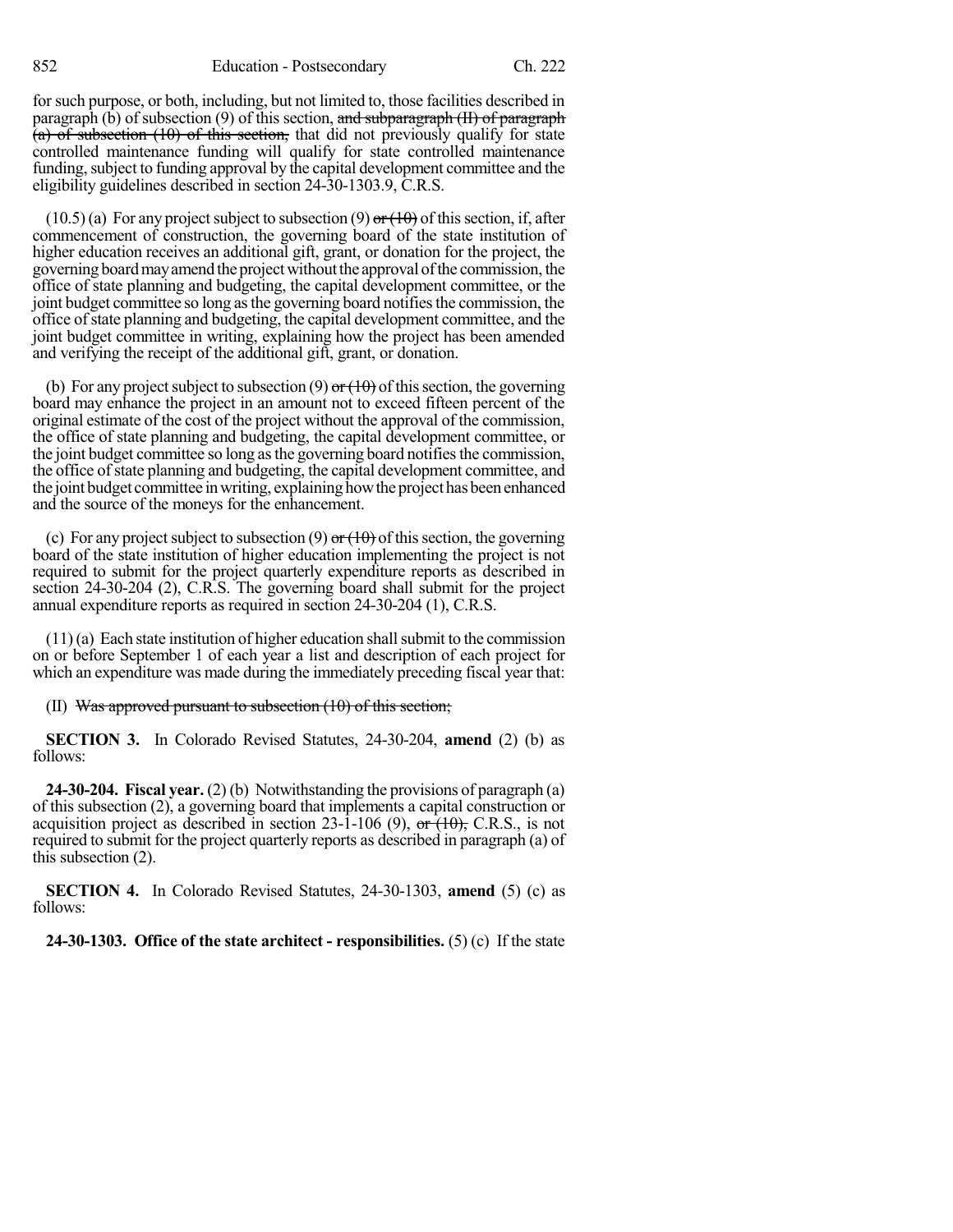for such purpose, or both, including, but not limited to, those facilities described in paragraph (b) of subsection (9) of this section, ~~and subparagraph (II) of paragraph (a) of subsection (10) of this section,~~ that did not previously qualify for state controlled maintenance funding will qualify for state controlled maintenance funding, subject to funding approval by the capital development committee and the eligibility guidelines described in section 24-30-1303.9, C.R.S.

(10.5) (a) For any project subject to subsection (9) ~~or (10)~~ of this section, if, after commencement of construction, the governing board of the state institution of higher education receives an additional gift, grant, or donation for the project, the governing board may amend the project without the approval of the commission, the office of state planning and budgeting, the capital development committee, or the joint budget committee so long as the governing board notifies the commission, the office of state planning and budgeting, the capital development committee, and the joint budget committee in writing, explaining how the project has been amended and verifying the receipt of the additional gift, grant, or donation.

(b) For any project subject to subsection (9) ~~or (10)~~ of this section, the governing board may enhance the project in an amount not to exceed fifteen percent of the original estimate of the cost of the project without the approval of the commission, the office of state planning and budgeting, the capital development committee, or the joint budget committee so long as the governing board notifies the commission, the office of state planning and budgeting, the capital development committee, and the joint budget committee in writing, explaining how the project has been enhanced and the source of the moneys for the enhancement.

(c) For any project subject to subsection (9) ~~or (10)~~ of this section, the governing board of the state institution of higher education implementing the project is not required to submit for the project quarterly expenditure reports as described in section 24-30-204 (2), C.R.S. The governing board shall submit for the project annual expenditure reports as required in section 24-30-204 (1), C.R.S.

(11) (a) Each state institution of higher education shall submit to the commission on or before September 1 of each year a list and description of each project for which an expenditure was made during the immediately preceding fiscal year that:

(II) ~~Was approved pursuant to subsection (10) of this section;~~

**SECTION 3.** In Colorado Revised Statutes, 24-30-204, **amend** (2) (b) as follows:

**24-30-204. Fiscal year.** (2) (b) Notwithstanding the provisions of paragraph (a) of this subsection (2), a governing board that implements a capital construction or acquisition project as described in section 23-1-106 (9), ~~or (10),~~ C.R.S., is not required to submit for the project quarterly reports as described in paragraph (a) of this subsection (2).

**SECTION 4.** In Colorado Revised Statutes, 24-30-1303, **amend** (5) (c) as follows:

**24-30-1303. Office of the state architect - responsibilities.** (5) (c) If the state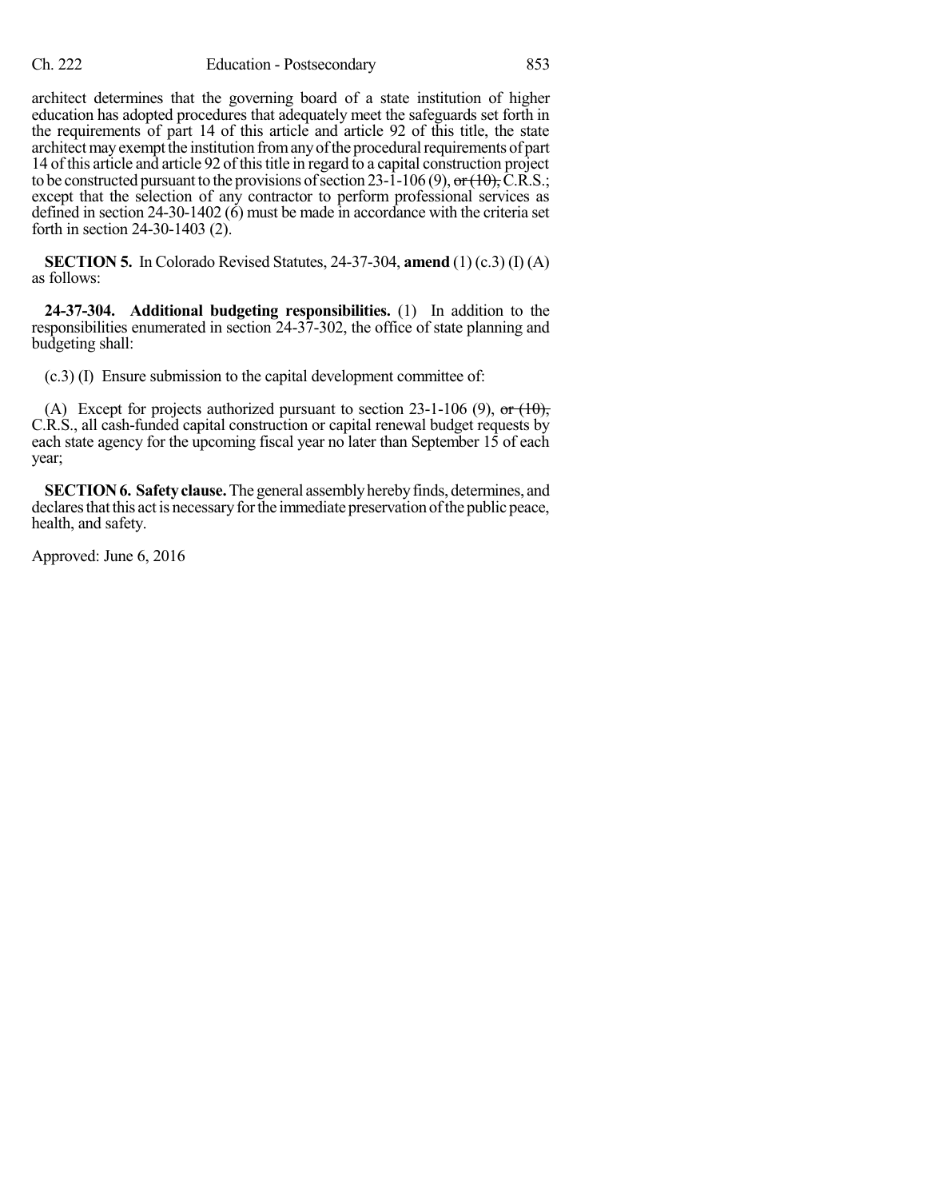architect determines that the governing board of a state institution of higher education has adopted procedures that adequately meet the safeguards set forth in the requirements of part 14 of this article and article 92 of this title, the state architect may exempt the institution from any of the procedural requirements of part 14 of this article and article 92 of this title in regard to a capital construction project to be constructed pursuant to the provisions of section 23-1-106 (9), ~~or (10),~~ C.R.S.; except that the selection of any contractor to perform professional services as defined in section 24-30-1402 (6) must be made in accordance with the criteria set forth in section 24-30-1403 (2).

**SECTION 5.** In Colorado Revised Statutes, 24-37-304, **amend** (1) (c.3) (I) (A) as follows:

**24-37-304. Additional budgeting responsibilities.** (1) In addition to the responsibilities enumerated in section 24-37-302, the office of state planning and budgeting shall:

(c.3) (I) Ensure submission to the capital development committee of:

(A) Except for projects authorized pursuant to section 23-1-106 (9), ~~or (10),~~ C.R.S., all cash-funded capital construction or capital renewal budget requests by each state agency for the upcoming fiscal year no later than September 15 of each year;

**SECTION 6. Safety clause.** The general assembly hereby finds, determines, and declares that this act is necessary for the immediate preservation of the public peace, health, and safety.

Approved: June 6, 2016